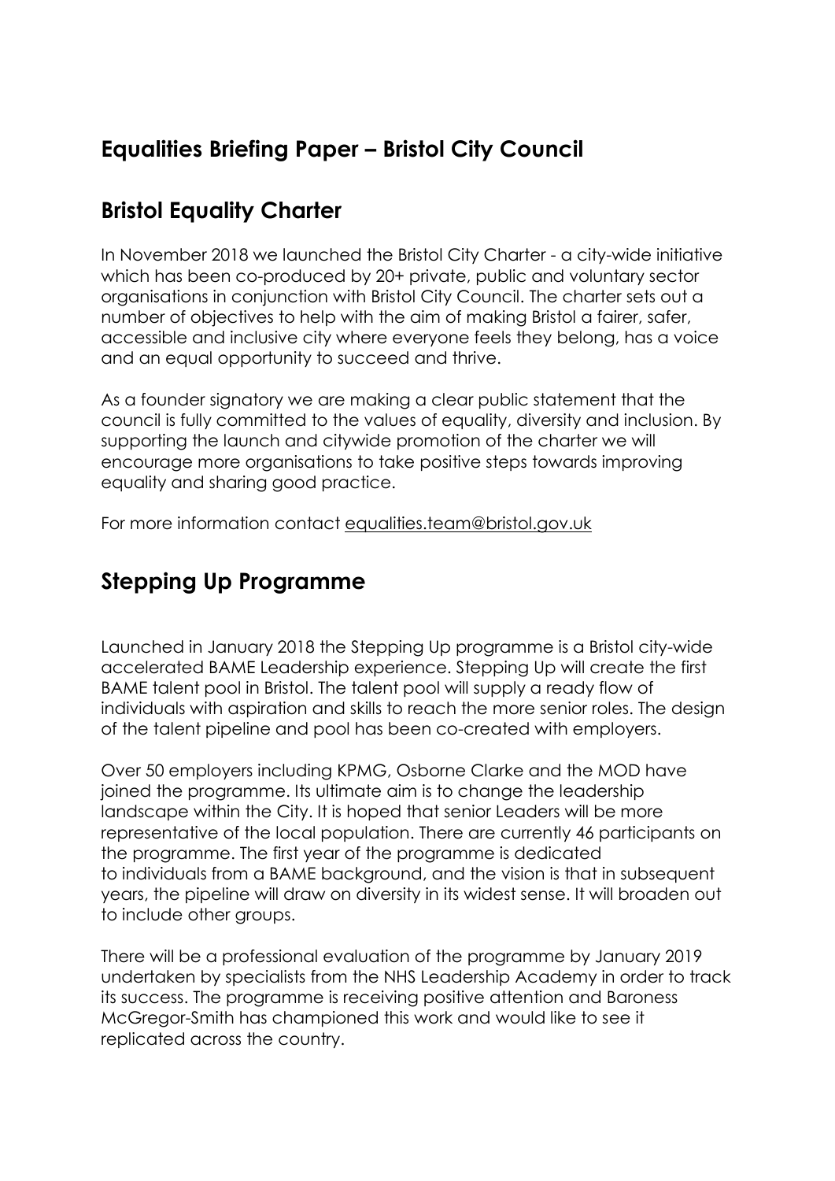# Equalities Briefing Paper – Bristol City Council

## Bristol Equality Charter

In November 2018 we launched the Bristol City Charter - a city-wide initiative which has been co-produced by 20+ private, public and voluntary sector organisations in conjunction with Bristol City Council. The charter sets out a number of objectives to help with the aim of making Bristol a fairer, safer, accessible and inclusive city where everyone feels they belong, has a voice and an equal opportunity to succeed and thrive.

As a founder signatory we are making a clear public statement that the council is fully committed to the values of equality, diversity and inclusion. By supporting the launch and citywide promotion of the charter we will encourage more organisations to take positive steps towards improving equality and sharing good practice.

For more information contact equalities.team@bristol.gov.uk

## Stepping Up Programme

Launched in January 2018 the Stepping Up programme is a Bristol city-wide accelerated BAME Leadership experience. Stepping Up will create the first BAME talent pool in Bristol. The talent pool will supply a ready flow of individuals with aspiration and skills to reach the more senior roles. The design of the talent pipeline and pool has been co-created with employers.

Over 50 employers including KPMG, Osborne Clarke and the MOD have joined the programme. Its ultimate aim is to change the leadership landscape within the City. It is hoped that senior Leaders will be more representative of the local population. There are currently 46 participants on the programme. The first year of the programme is dedicated to individuals from a BAME background, and the vision is that in subsequent years, the pipeline will draw on diversity in its widest sense. It will broaden out to include other groups.

There will be a professional evaluation of the programme by January 2019 undertaken by specialists from the NHS Leadership Academy in order to track its success. The programme is receiving positive attention and Baroness McGregor-Smith has championed this work and would like to see it replicated across the country.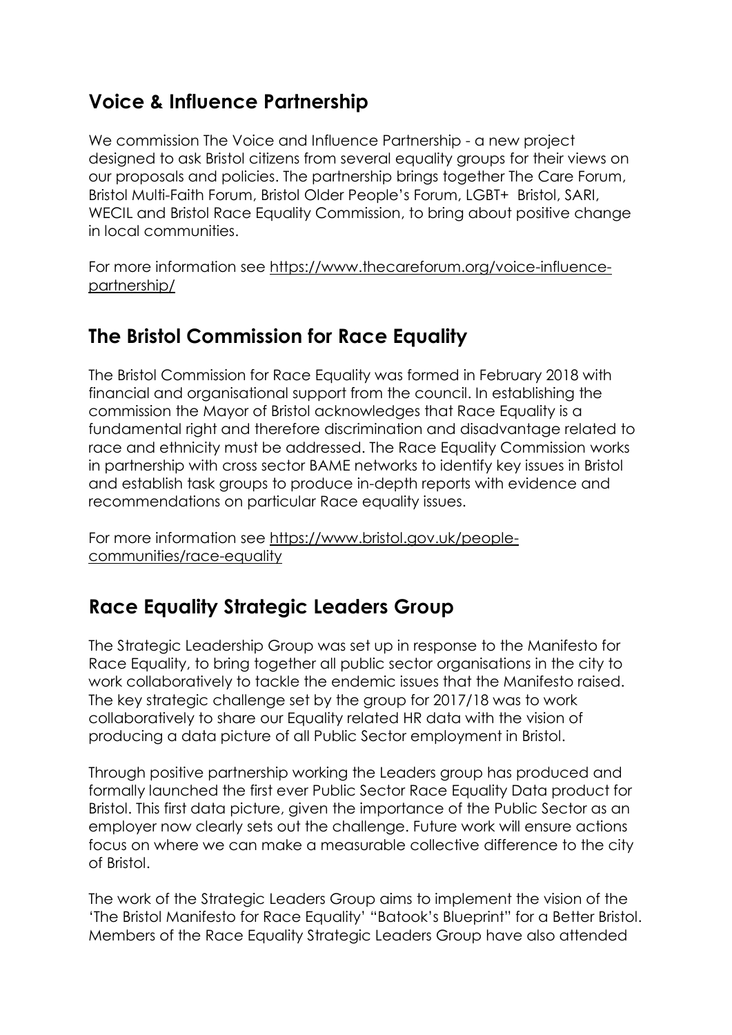## Voice & Influence Partnership

We commission The Voice and Influence Partnership - a new project designed to ask Bristol citizens from several equality groups for their views on our proposals and policies. The partnership brings together The Care Forum, Bristol Multi-Faith Forum, Bristol Older People's Forum, LGBT+ Bristol, SARI, WECIL and Bristol Race Equality Commission, to bring about positive change in local communities.

For more information see https://www.thecareforum.org/voice-influence-partnership/

## The Bristol Commission for Race Equality

The Bristol Commission for Race Equality was formed in February 2018 with financial and organisational support from the council. In establishing the commission the Mayor of Bristol acknowledges that Race Equality is a fundamental right and therefore discrimination and disadvantage related to race and ethnicity must be addressed. The Race Equality Commission works in partnership with cross sector BAME networks to identify key issues in Bristol and establish task groups to produce in-depth reports with evidence and recommendations on particular Race equality issues.

For more information see https://www.bristol.gov.uk/people-communities/race-equality

## Race Equality Strategic Leaders Group

The Strategic Leadership Group was set up in response to the Manifesto for Race Equality, to bring together all public sector organisations in the city to work collaboratively to tackle the endemic issues that the Manifesto raised. The key strategic challenge set by the group for 2017/18 was to work collaboratively to share our Equality related HR data with the vision of producing a data picture of all Public Sector employment in Bristol.

Through positive partnership working the Leaders group has produced and formally launched the first ever Public Sector Race Equality Data product for Bristol. This first data picture, given the importance of the Public Sector as an employer now clearly sets out the challenge. Future work will ensure actions focus on where we can make a measurable collective difference to the city of Bristol.

The work of the Strategic Leaders Group aims to implement the vision of the 'The Bristol Manifesto for Race Equality' "Batook's Blueprint" for a Better Bristol. Members of the Race Equality Strategic Leaders Group have also attended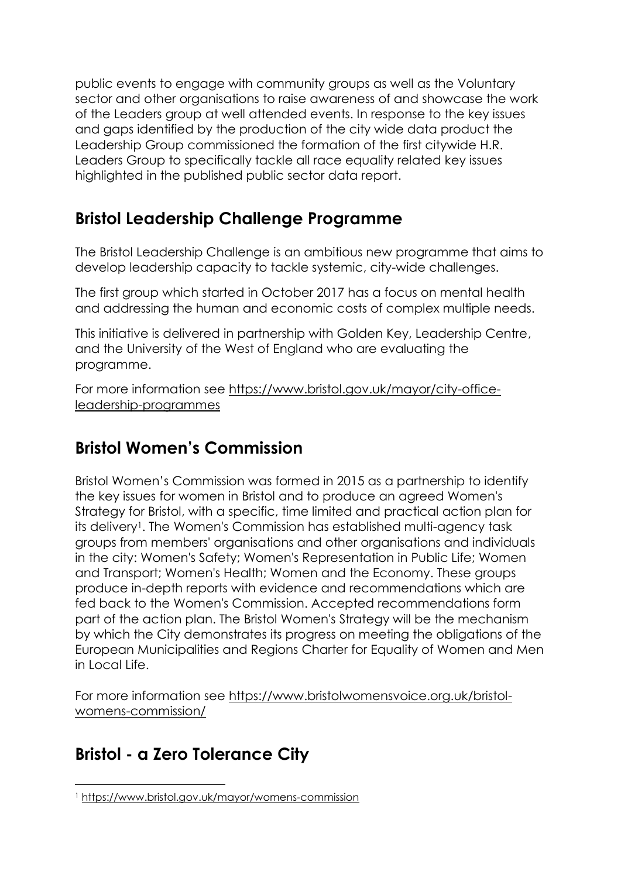public events to engage with community groups as well as the Voluntary sector and other organisations to raise awareness of and showcase the work of the Leaders group at well attended events. In response to the key issues and gaps identified by the production of the city wide data product the Leadership Group commissioned the formation of the first citywide H.R. Leaders Group to specifically tackle all race equality related key issues highlighted in the published public sector data report.

## Bristol Leadership Challenge Programme

The Bristol Leadership Challenge is an ambitious new programme that aims to develop leadership capacity to tackle systemic, city-wide challenges.

The first group which started in October 2017 has a focus on mental health and addressing the human and economic costs of complex multiple needs.

This initiative is delivered in partnership with Golden Key, Leadership Centre, and the University of the West of England who are evaluating the programme.

For more information see https://www.bristol.gov.uk/mayor/city-office-leadership-programmes

## Bristol Women's Commission

Bristol Women's Commission was formed in 2015 as a partnership to identify the key issues for women in Bristol and to produce an agreed Women's Strategy for Bristol, with a specific, time limited and practical action plan for its delivery[1]. The Women's Commission has established multi-agency task groups from members' organisations and other organisations and individuals in the city: Women's Safety; Women's Representation in Public Life; Women and Transport; Women's Health; Women and the Economy. These groups produce in-depth reports with evidence and recommendations which are fed back to the Women's Commission. Accepted recommendations form part of the action plan. The Bristol Women's Strategy will be the mechanism by which the City demonstrates its progress on meeting the obligations of the European Municipalities and Regions Charter for Equality of Women and Men in Local Life.

For more information see https://www.bristolwomensvoice.org.uk/bristol-womens-commission/

## Bristol - a Zero Tolerance City

[1] https://www.bristol.gov.uk/mayor/womens-commission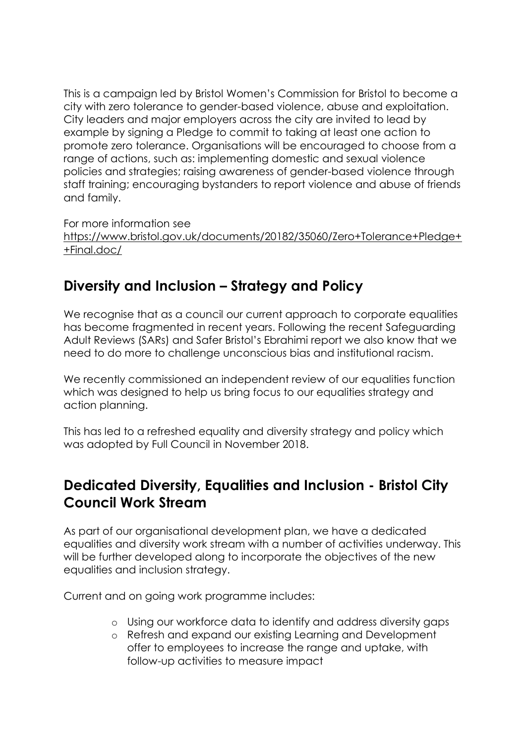This is a campaign led by Bristol Women's Commission for Bristol to become a city with zero tolerance to gender-based violence, abuse and exploitation. City leaders and major employers across the city are invited to lead by example by signing a Pledge to commit to taking at least one action to promote zero tolerance. Organisations will be encouraged to choose from a range of actions, such as: implementing domestic and sexual violence policies and strategies; raising awareness of gender-based violence through staff training; encouraging bystanders to report violence and abuse of friends and family.

For more information see https://www.bristol.gov.uk/documents/20182/35060/Zero+Tolerance+Pledge++Final.doc/

## Diversity and Inclusion – Strategy and Policy

We recognise that as a council our current approach to corporate equalities has become fragmented in recent years. Following the recent Safeguarding Adult Reviews (SARs) and Safer Bristol's Ebrahimi report we also know that we need to do more to challenge unconscious bias and institutional racism.

We recently commissioned an independent review of our equalities function which was designed to help us bring focus to our equalities strategy and action planning.

This has led to a refreshed equality and diversity strategy and policy which was adopted by Full Council in November 2018.

## Dedicated Diversity, Equalities and Inclusion - Bristol City Council Work Stream

As part of our organisational development plan, we have a dedicated equalities and diversity work stream with a number of activities underway. This will be further developed along to incorporate the objectives of the new equalities and inclusion strategy.

Current and on going work programme includes:

- Using our workforce data to identify and address diversity gaps
- Refresh and expand our existing Learning and Development offer to employees to increase the range and uptake, with follow-up activities to measure impact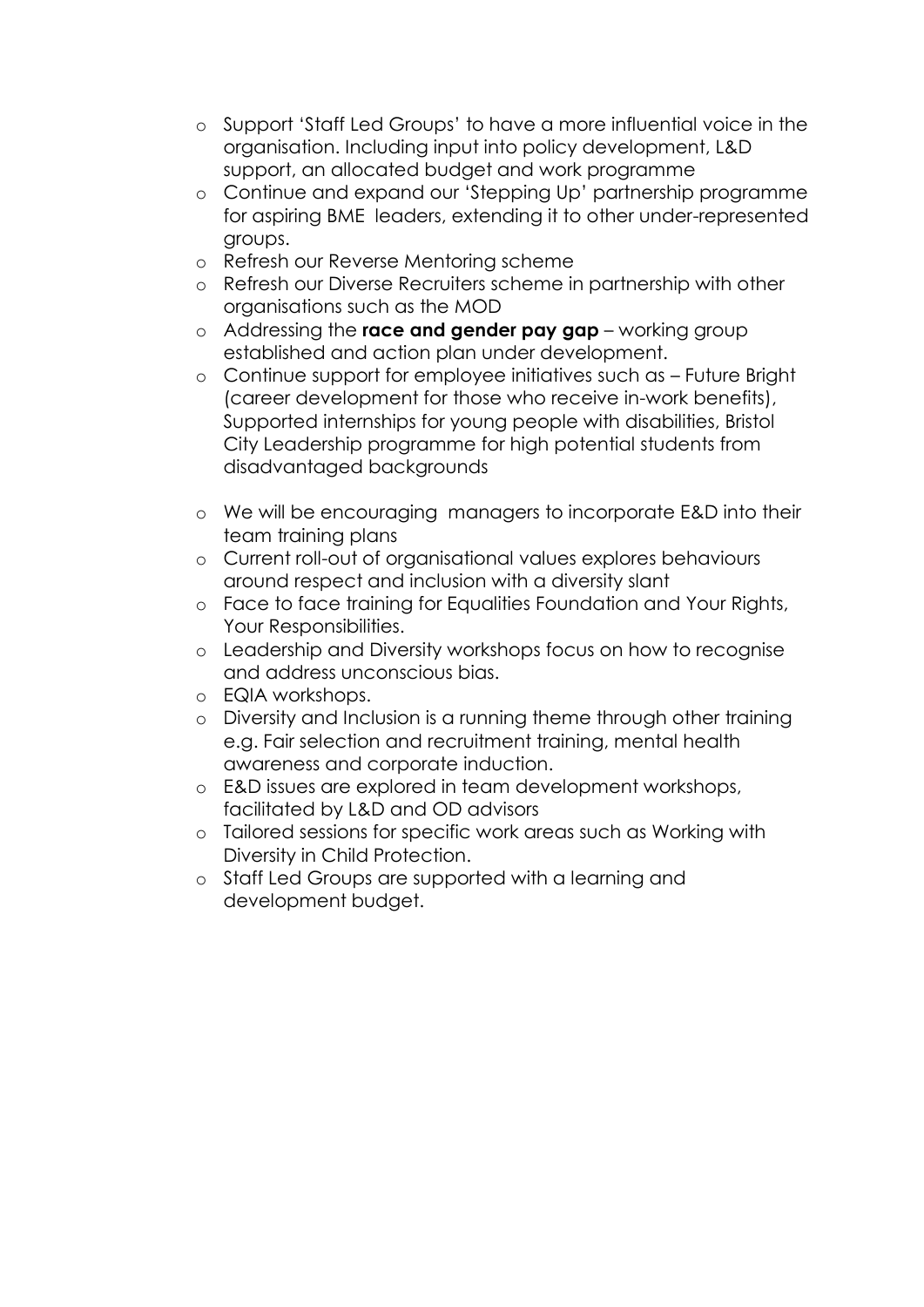- Support 'Staff Led Groups' to have a more influential voice in the organisation. Including input into policy development, L&D support, an allocated budget and work programme
- Continue and expand our 'Stepping Up' partnership programme for aspiring BME leaders, extending it to other under-represented groups.
- Refresh our Reverse Mentoring scheme
- Refresh our Diverse Recruiters scheme in partnership with other organisations such as the MOD
- Addressing the **race and gender pay gap** – working group established and action plan under development.
- Continue support for employee initiatives such as – Future Bright (career development for those who receive in-work benefits), Supported internships for young people with disabilities, Bristol City Leadership programme for high potential students from disadvantaged backgrounds

- We will be encouraging managers to incorporate E&D into their team training plans
- Current roll-out of organisational values explores behaviours around respect and inclusion with a diversity slant
- Face to face training for Equalities Foundation and Your Rights, Your Responsibilities.
- Leadership and Diversity workshops focus on how to recognise and address unconscious bias.
- EQIA workshops.
- Diversity and Inclusion is a running theme through other training e.g. Fair selection and recruitment training, mental health awareness and corporate induction.
- E&D issues are explored in team development workshops, facilitated by L&D and OD advisors
- Tailored sessions for specific work areas such as Working with Diversity in Child Protection.
- Staff Led Groups are supported with a learning and development budget.